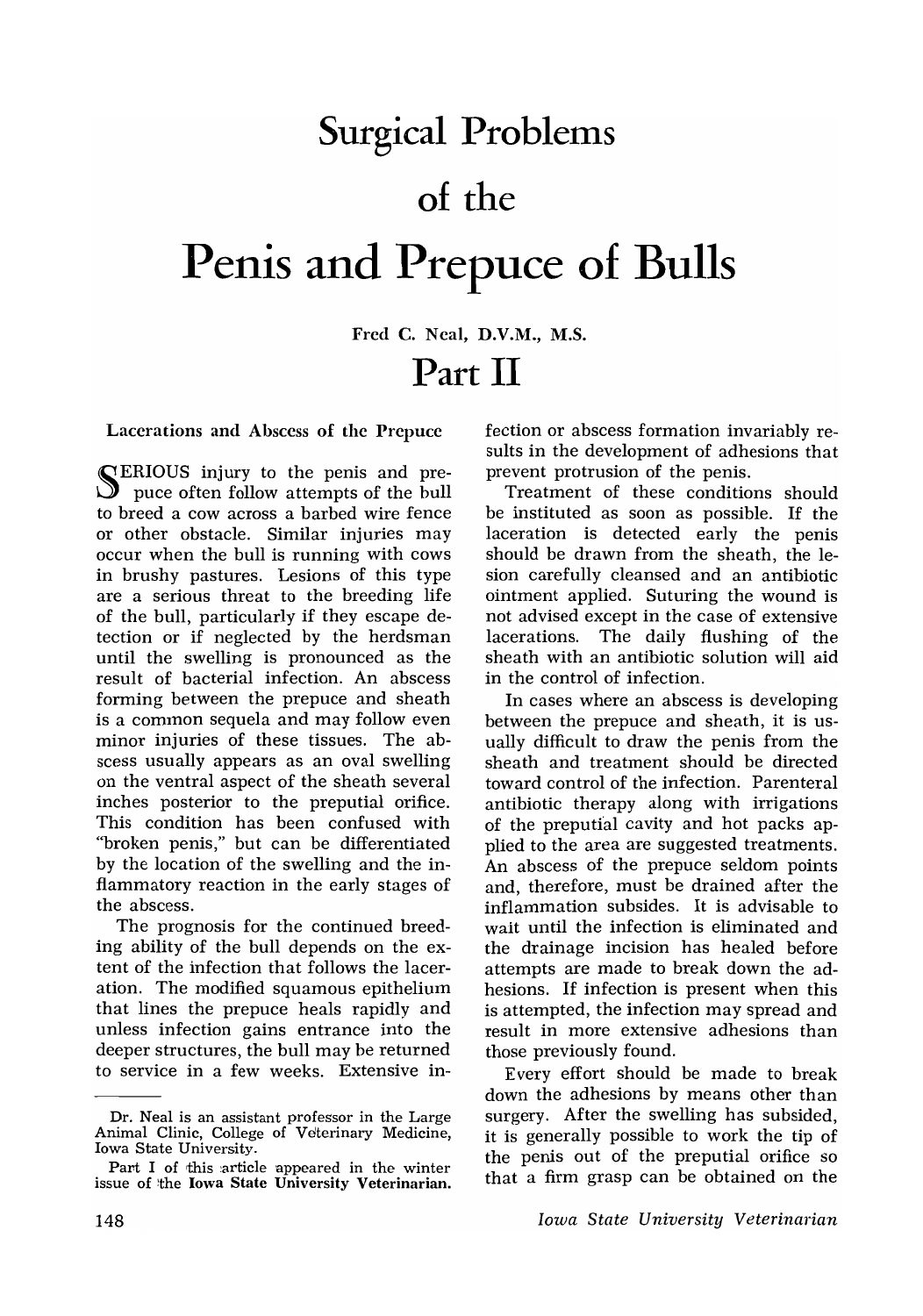# Surgical Problems of the Penis and Prepuce of Bulls

Fred C. Neal, D.V.M., M.S.

## Part II

### Lacerations and Abscess of the Prepuce

SERIOUS injury to the penis and prepuce often follow attempts of the bull to breed a cow across a barbed wire fence or other obstacle. Similar injuries may occur when the bull is running with cows in brushy pastures. Lesions of this type are a serious threat to the breeding life of the bull, particularly if they escape detection or if neglected by the herdsman until the swelling is pronounced as the result of bacterial infection. An abscess forming between the prepuce and sheath is a common sequela and may follow even minor injuries of these tissues. The abscess usually appears as an oval swelling on the ventral aspect of the sheath several inches posterior to the preputial orifice. This condition has been confused with "broken penis," but can be differentiated by the location of the swelling and the inflammatory reaction in the early stages of the abscess.

The prognosis for the continued breeding ability of the bull depends on the extent of the infection that follows the laceration. The modified squamous epithelium that lines the prepuce heals rapidly and unless infection gains entrance into the deeper structures, the bull may be returned to service in a few weeks. Extensive infection or abscess formation invariably results in the development of adhesions that prevent protrusion of the penis.

Treatment of these conditions should be instituted as soon as possible. If the laceration is detected early the penis should be drawn from the sheath, the lesion carefully cleansed and an antibiotic ointment applied. Suturing the wound is not advised except in the case of extensive lacerations. The daily flushing of the sheath with an antibiotic solution will aid in the control of infection.

In cases where an abscess is developing between the prepuce and sheath, it is usually difficult to draw the penis from the sheath and treatment should be directed toward control of the infection. Parenteral antibiotic therapy along with irrigations of the preputial cavity and hot packs applied to the area are suggested treatments. An abscess of the prepuce seldom points and, therefore, must be drained after the inflammation subsides. It is advisable to wait until the infection is eliminated and the drainage incision has healed before attempts are made to break down the adhesions. If infection is present when this is attempted, the infection may spread and result in more extensive adhesions than those previously found.

Every effort should be made to break down the adhesions by means other than surgery. After the swelling has subsided, it is generally possible to work the tip of the penis out of the preputial orifice so that a firm grasp can be obtained on the

---

Dr. Neal is an assistant professor in the Large Animal Clinic, College of Veterinary Medicine, Iowa State University.

Part I of this article appeared in the winter issue of the **Iowa State University Veterinarian.**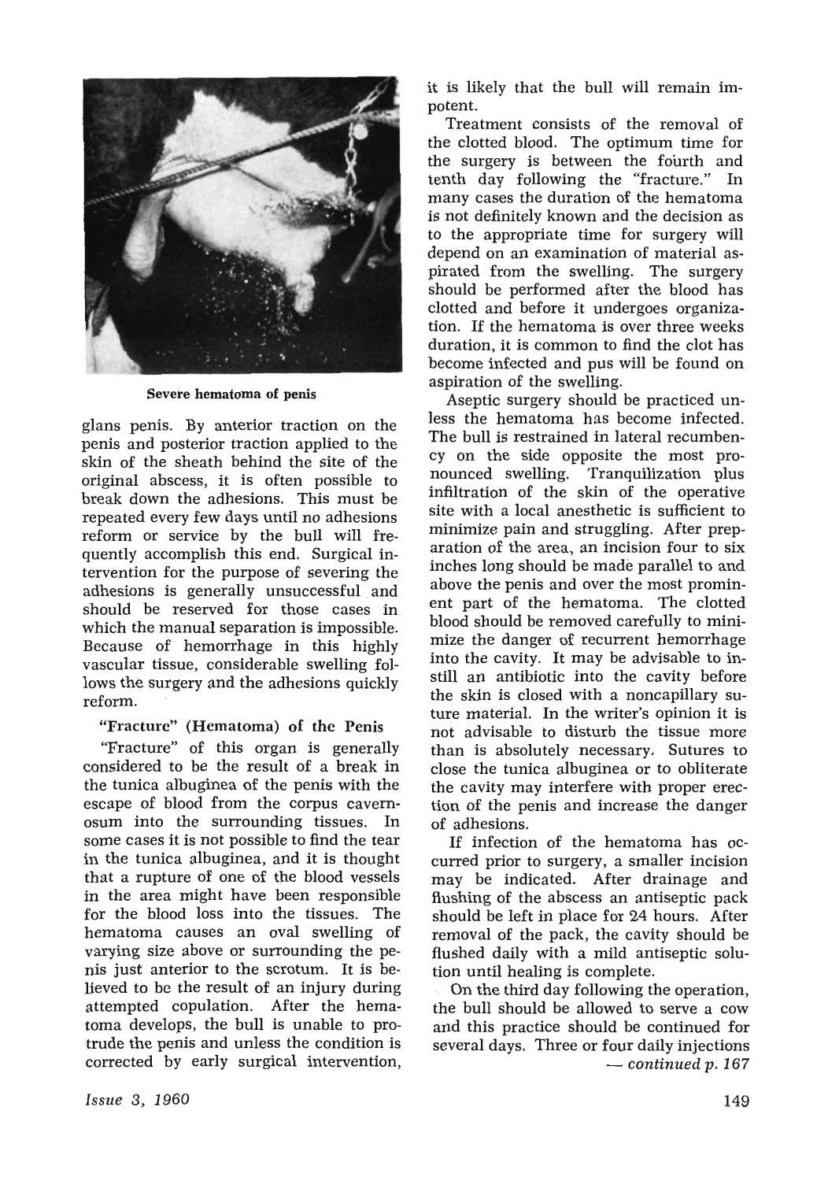Severe hematoma of penis

glans penis. By anterior traction on the penis and posterior traction applied to the skin of the sheath behind the site of the original abscess, it is often possible to break down the adhesions. This must be repeated every few days until no adhesions reform or service by the bull will frequently accomplish this end. Surgical intervention for the purpose of severing the adhesions is generally unsuccessful and should be reserved for those cases in which the manual separation is impossible. Because of hemorrhage in this highly vascular tissue, considerable swelling follows the surgery and the adhesions quickly reform.

### "Fracture" (Hematoma) of the Penis

"Fracture" of this organ is generally considered to be the result of a break in the tunica albuginea of the penis with the escape of blood from the corpus cavernosum into the surrounding tissues. In some cases it is not possible to find the tear in the tunica albuginea, and it is thought that a rupture of one of the blood vessels in the area might have been responsible for the blood loss into the tissues. The hematoma causes an oval swelling of varying size above or surrounding the penis just anterior to the scrotum. It is believed to be the result of an injury during attempted copulation. After the hematoma develops, the bull is unable to protrude the penis and unless the condition is corrected by early surgical intervention, it is likely that the bull will remain impotent.

Treatment consists of the removal of the clotted blood. The optimum time for the surgery is between the fourth and tenth day following the "fracture." In many cases the duration of the hematoma is not definitely known and the decision as to the appropriate time for surgery will depend on an examination of material aspirated from the swelling. The surgery should be performed after the blood has clotted and before it undergoes organization. If the hematoma is over three weeks duration, it is common to find the clot has become infected and pus will be found on aspiration of the swelling.

Aseptic surgery should be practiced unless the hematoma has become infected. The bull is restrained in lateral recumbency on the side opposite the most pronounced swelling. Tranquilization plus infiltration of the skin of the operative site with a local anesthetic is sufficient to minimize pain and struggling. After preparation of the area, an incision four to six inches long should be made parallel to and above the penis and over the most prominent part of the hematoma. The clotted blood should be removed carefully to minimize the danger of recurrent hemorrhage into the cavity. It may be advisable to instill an antibiotic into the cavity before the skin is closed with a noncapillary suture material. In the writer's opinion it is not advisable to disturb the tissue more than is absolutely necessary. Sutures to close the tunica albuginea or to obliterate the cavity may interfere with proper erection of the penis and increase the danger of adhesions.

If infection of the hematoma has occurred prior to surgery, a smaller incision may be indicated. After drainage and flushing of the abscess an antiseptic pack should be left in place for 24 hours. After removal of the pack, the cavity should be flushed daily with a mild antiseptic solution until healing is complete.

On the third day following the operation, the bull should be allowed to serve a cow and this practice should be continued for several days. Three or four daily injections

*— continued p. 167*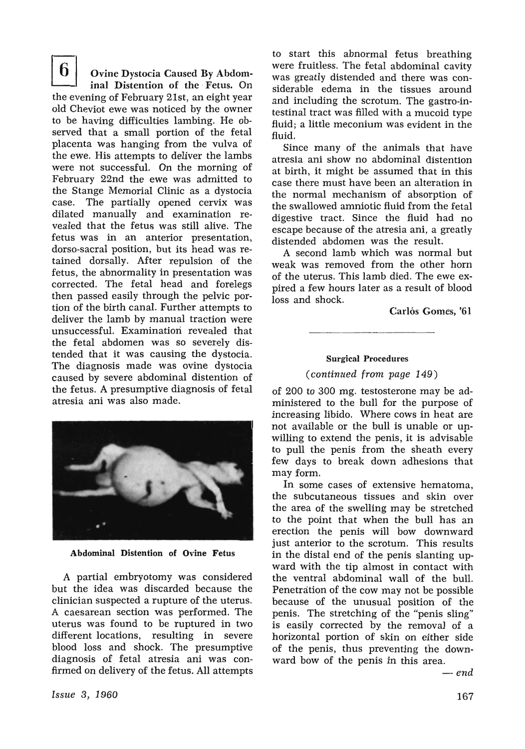**6** **Ovine Dystocia Caused By Abdominal Distention of the Fetus.** On the evening of February 21st, an eight year old Cheviot ewe was noticed by the owner to be having difficulties lambing. He observed that a small portion of the fetal placenta was hanging from the vulva of the ewe. His attempts to deliver the lambs were not successful. On the morning of February 22nd the ewe was admitted to the Stange Memorial Clinic as a dystocia case. The partially opened cervix was dilated manually and examination revealed that the fetus was still alive. The fetus was in an anterior presentation, dorso-sacral position, but its head was retained dorsally. After repulsion of the fetus, the abnormality in presentation was corrected. The fetal head and forelegs then passed easily through the pelvic portion of the birth canal. Further attempts to deliver the lamb by manual traction were unsuccessful. Examination revealed that the fetal abdomen was so severely distended that it was causing the dystocia. The diagnosis made was ovine dystocia caused by severe abdominal distention of the fetus. A presumptive diagnosis of fetal atresia ani was also made.

**Abdominal Distention of Ovine Fetus**

A partial embryotomy was considered but the idea was discarded because the clinician suspected a rupture of the uterus. A caesarean section was performed. The uterus was found to be ruptured in two different locations, resulting in severe blood loss and shock. The presumptive diagnosis of fetal atresia ani was confirmed on delivery of the fetus. All attempts to start this abnormal fetus breathing were fruitless. The fetal abdominal cavity was greatly distended and there was considerable edema in the tissues around and including the scrotum. The gastro-intestinal tract was filled with a mucoid type fluid; a little meconium was evident in the fluid.

Since many of the animals that have atresia ani show no abdominal distention at birth, it might be assumed that in this case there must have been an alteration in the normal mechanism of absorption of the swallowed amniotic fluid from the fetal digestive tract. Since the fluid had no escape because of the atresia ani, a greatly distended abdomen was the result.

A second lamb which was normal but weak was removed from the other horn of the uterus. This lamb died. The ewe expired a few hours later as a result of blood loss and shock.

Carlós Gomes, '61

---

**Surgical Procedures**

*(continued from page 149)*

of 200 to 300 mg. testosterone may be administered to the bull for the purpose of increasing libido. Where cows in heat are not available or the bull is unable or unwilling to extend the penis, it is advisable to pull the penis from the sheath every few days to break down adhesions that may form.

In some cases of extensive hematoma, the subcutaneous tissues and skin over the area of the swelling may be stretched to the point that when the bull has an erection the penis will bow downward just anterior to the scrotum. This results in the distal end of the penis slanting upward with the tip almost in contact with the ventral abdominal wall of the bull. Penetration of the cow may not be possible because of the unusual position of the penis. The stretching of the "penis sling" is easily corrected by the removal of a horizontal portion of skin on either side of the penis, thus preventing the downward bow of the penis in this area.

*— end*